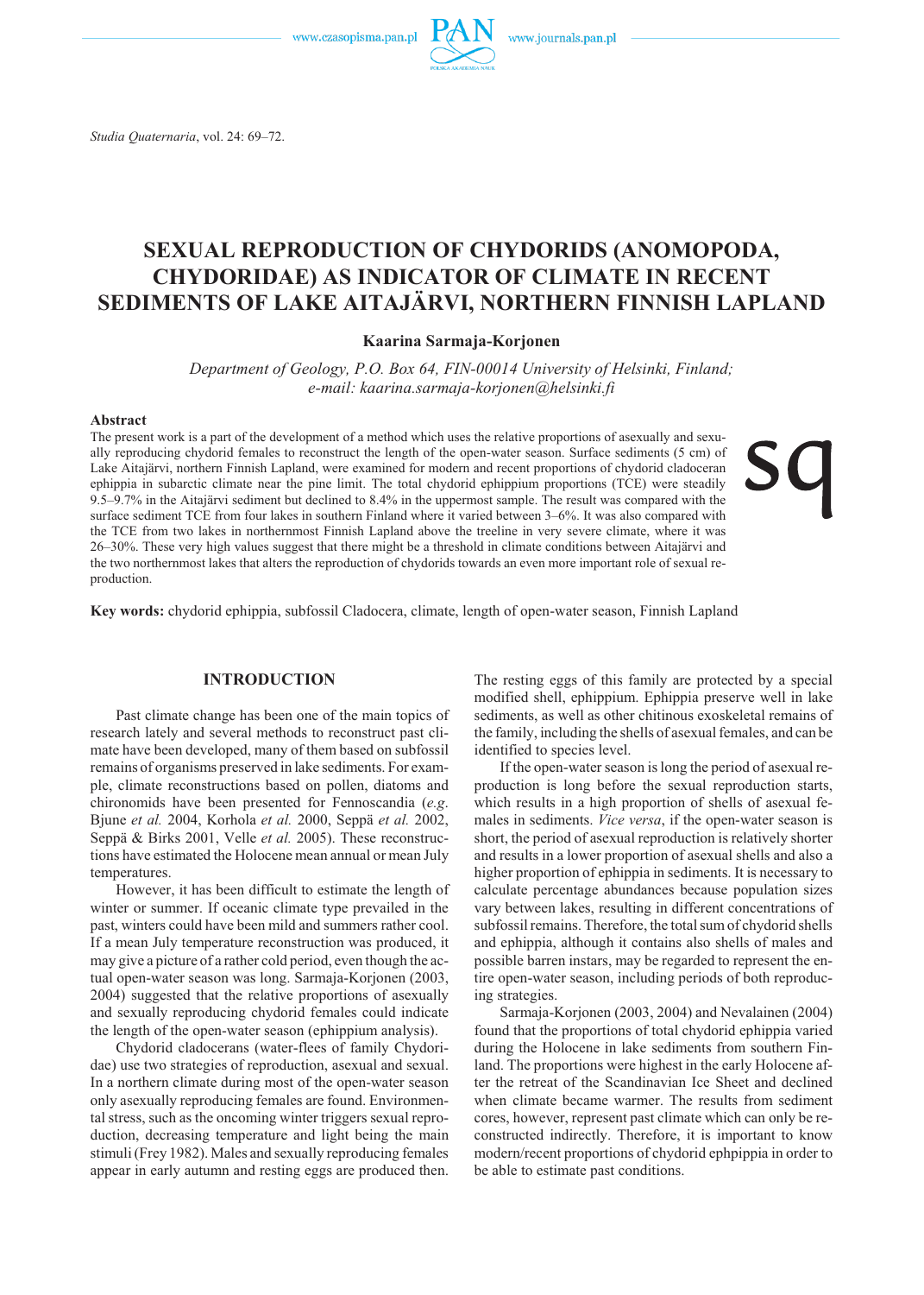# SEXUAL REPRODUCTION OF CHYDORIDS (ANOMOPODA, CHYDORIDAE) AS INDICATOR OF CLIMATE IN RECENT SEDIMENTS OF LAKE AITAJÄRVI, NORTHERN FINNISH LAPLAND

**Kaarina Sarmaja-Korjonen**

*Department of Geology, P.O. Box 64, FIN-00014 University of Helsinki, Finland; e-mail: kaarina.sarmaja-korjonen@helsinki.fi*

### Abstract

The present work is a part of the development of a method which uses the relative proportions of asexually and sexually reproducing chydorid females to reconstruct the length of the open-water season. Surface sediments (5 cm) of Lake Aitajärvi, northern Finnish Lapland, were examined for modern and recent proportions of chydorid cladoceran ephippia in subarctic climate near the pine limit. The total chydorid ephippium proportions (TCE) were steadily 9.5–9.7% in the Aitajärvi sediment but declined to 8.4% in the uppermost sample. The result was compared with the surface sediment TCE from four lakes in southern Finland where it varied between 3–6%. It was also compared with the TCE from two lakes in northernmost Finnish Lapland above the treeline in very severe climate, where it was 26–30%. These very high values suggest that there might be a threshold in climate conditions between Aitajärvi and the two northernmost lakes that alters the reproduction of chydorids towards an even more important role of sexual reproduction.

**Key words:** chydorid ephippia, subfossil Cladocera, climate, length of open-water season, Finnish Lapland

## INTRODUCTION

Past climate change has been one of the main topics of research lately and several methods to reconstruct past climate have been developed, many of them based on subfossil remains of organisms preserved in lake sediments. For example, climate reconstructions based on pollen, diatoms and chironomids have been presented for Fennoscandia (*e.g.* Bjune *et al.* 2004, Korhola *et al.* 2000, Seppä *et al.* 2002, Seppä & Birks 2001, Velle *et al.* 2005). These reconstructions have estimated the Holocene mean annual or mean July temperatures.

However, it has been difficult to estimate the length of winter or summer. If oceanic climate type prevailed in the past, winters could have been mild and summers rather cool. If a mean July temperature reconstruction was produced, it may give a picture of a rather cold period, even though the actual open-water season was long. Sarmaja-Korjonen (2003, 2004) suggested that the relative proportions of asexually and sexually reproducing chydorid females could indicate the length of the open-water season (ephippium analysis).

Chydorid cladocerans (water-flees of family Chydoridae) use two strategies of reproduction, asexual and sexual. In a northern climate during most of the open-water season only asexually reproducing females are found. Environmental stress, such as the oncoming winter triggers sexual reproduction, decreasing temperature and light being the main stimuli (Frey 1982). Males and sexually reproducing females appear in early autumn and resting eggs are produced then. The resting eggs of this family are protected by a special modified shell, ephippium. Ephippia preserve well in lake sediments, as well as other chitinous exoskeletal remains of the family, including the shells of asexual females, and can be identified to species level.

If the open-water season is long the period of asexual reproduction is long before the sexual reproduction starts, which results in a high proportion of shells of asexual females in sediments. *Vice versa*, if the open-water season is short, the period of asexual reproduction is relatively shorter and results in a lower proportion of asexual shells and also a higher proportion of ephippia in sediments. It is necessary to calculate percentage abundances because population sizes vary between lakes, resulting in different concentrations of subfossil remains. Therefore, the total sum of chydorid shells and ephippia, although it contains also shells of males and possible barren instars, may be regarded to represent the entire open-water season, including periods of both reproducing strategies.

Sarmaja-Korjonen (2003, 2004) and Nevalainen (2004) found that the proportions of total chydorid ephippia varied during the Holocene in lake sediments from southern Finland. The proportions were highest in the early Holocene after the retreat of the Scandinavian Ice Sheet and declined when climate became warmer. The results from sediment cores, however, represent past climate which can only be reconstructed indirectly. Therefore, it is important to know modern/recent proportions of chydorid ephpippia in order to be able to estimate past conditions.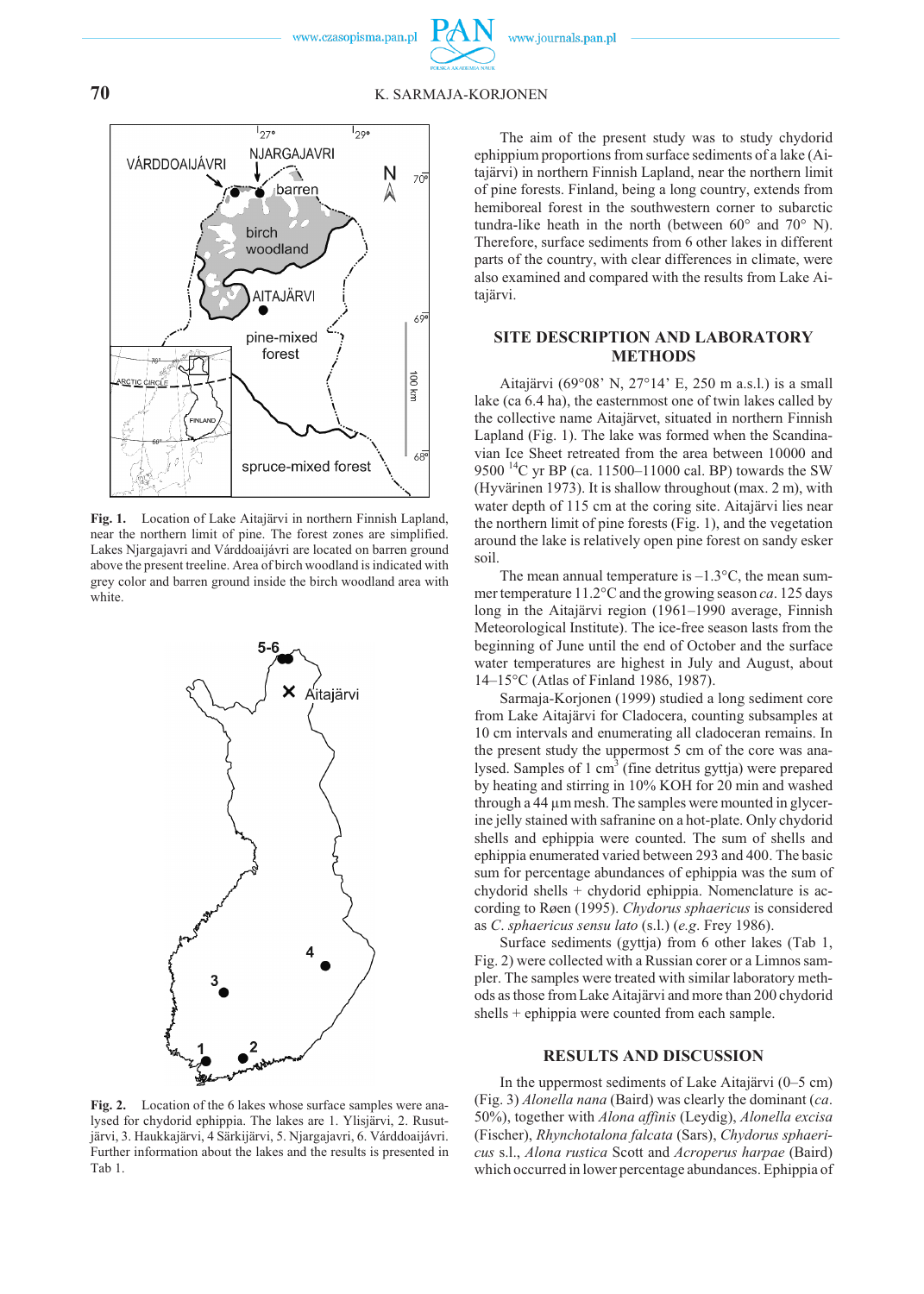Fig. 1. Location of Lake Aitajärvi in northern Finnish Lapland, near the northern limit of pine. The forest zones are simplified. Lakes Njargajavri and Várddoaijávri are located on barren ground above the present treeline. Area of birch woodland is indicated with grey color and barren ground inside the birch woodland area with white.

Fig. 2. Location of the 6 lakes whose surface samples were analysed for chydorid ephippia. The lakes are 1. Ylisjärvi, 2. Rusutjärvi, 3. Haukkajärvi, 4 Särkijärvi, 5. Njargajavri, 6. Várddoaijávri. Further information about the lakes and the results is presented in Tab 1.

The aim of the present study was to study chydorid ephippium proportions from surface sediments of a lake (Aitajärvi) in northern Finnish Lapland, near the northern limit of pine forests. Finland, being a long country, extends from hemiboreal forest in the southwestern corner to subarctic tundra-like heath in the north (between 60° and 70° N). Therefore, surface sediments from 6 other lakes in different parts of the country, with clear differences in climate, were also examined and compared with the results from Lake Aitajärvi.

## SITE DESCRIPTION AND LABORATORY METHODS

Aitajärvi (69°08' N, 27°14' E, 250 m a.s.l.) is a small lake (ca 6.4 ha), the easternmost one of twin lakes called by the collective name Aitajärvet, situated in northern Finnish Lapland (Fig. 1). The lake was formed when the Scandinavian Ice Sheet retreated from the area between 10000 and 9500 $^{14}$C yr BP (ca. 11500–11000 cal. BP) towards the SW (Hyvärinen 1973). It is shallow throughout (max. 2 m), with water depth of 115 cm at the coring site. Aitajärvi lies near the northern limit of pine forests (Fig. 1), and the vegetation around the lake is relatively open pine forest on sandy esker soil.

The mean annual temperature is –1.3°C, the mean summer temperature 11.2°C and the growing season *ca.* 125 days long in the Aitajärvi region (1961–1990 average, Finnish Meteorological Institute). The ice-free season lasts from the beginning of June until the end of October and the surface water temperatures are highest in July and August, about 14–15°C (Atlas of Finland 1986, 1987).

Sarmaja-Korjonen (1999) studied a long sediment core from Lake Aitajärvi for Cladocera, counting subsamples at 10 cm intervals and enumerating all cladoceran remains. In the present study the uppermost 5 cm of the core was analysed. Samples of 1 cm$^3$ (fine detritus gyttja) were prepared by heating and stirring in 10% KOH for 20 min and washed through a 44 µm mesh. The samples were mounted in glycerine jelly stained with safranine on a hot-plate. Only chydorid shells and ephippia were counted. The sum of shells and ephippia enumerated varied between 293 and 400. The basic sum for percentage abundances of ephippia was the sum of chydorid shells + chydorid ephippia. Nomenclature is according to Røen (1995). *Chydorus sphaericus* is considered as *C. sphaericus sensu lato* (s.l.) (*e.g.* Frey 1986).

Surface sediments (gyttja) from 6 other lakes (Tab 1, Fig. 2) were collected with a Russian corer or a Limnos sampler. The samples were treated with similar laboratory methods as those from Lake Aitajärvi and more than 200 chydorid shells + ephippia were counted from each sample.

## RESULTS AND DISCUSSION

In the uppermost sediments of Lake Aitajärvi (0–5 cm) (Fig. 3) *Alonella nana* (Baird) was clearly the dominant (*ca.* 50%), together with *Alona affinis* (Leydig), *Alonella excisa* (Fischer), *Rhynchotalona falcata* (Sars), *Chydorus sphaericus* s.l., *Alona rustica* Scott and *Acroperus harpae* (Baird) which occurred in lower percentage abundances. Ephippia of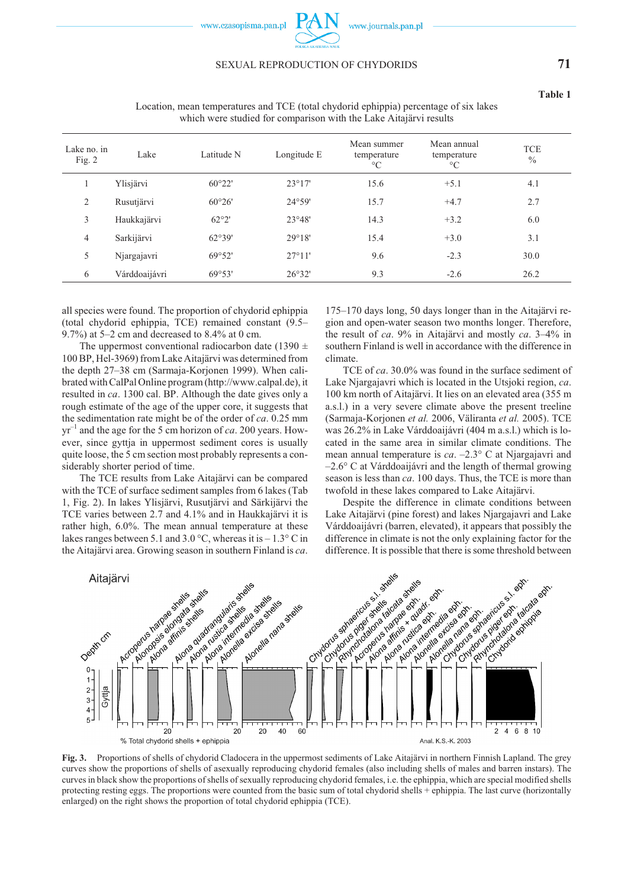**Table 1**

Location, mean temperatures and TCE (total chydorid ephippia) percentage of six lakes which were studied for comparison with the Lake Aitajärvi results

| Lake no. in Fig. 2 | Lake | Latitude N | Longitude E | Mean summer temperature °C | Mean annual temperature °C | TCE % |
|---|---|---|---|---|---|---|
| 1 | Ylisjärvi | 60°22' | 23°17' | 15.6 | +5.1 | 4.1 |
| 2 | Rusutjärvi | 60°26' | 24°59' | 15.7 | +4.7 | 2.7 |
| 3 | Haukkajärvi | 62°2' | 23°48' | 14.3 | +3.2 | 6.0 |
| 4 | Sarkijärvi | 62°39' | 29°18' | 15.4 | +3.0 | 3.1 |
| 5 | Njargajavri | 69°52' | 27°11' | 9.6 | -2.3 | 30.0 |
| 6 | Várddoaijávri | 69°53' | 26°32' | 9.3 | -2.6 | 26.2 |

all species were found. The proportion of chydorid ephippia (total chydorid ephippia, TCE) remained constant (9.5–9.7%) at 5–2 cm and decreased to 8.4% at 0 cm.

The uppermost conventional radiocarbon date (1390 ± 100 BP, Hel-3969) from Lake Aitajärvi was determined from the depth 27–38 cm (Sarmaja-Korjonen 1999). When calibrated with CalPal Online program (http://www.calpal.de), it resulted in *ca.* 1300 cal. BP. Although the date gives only a rough estimate of the age of the upper core, it suggests that the sedimentation rate might be of the order of *ca.* 0.25 mm yr$^{-1}$ and the age for the 5 cm horizon of *ca.* 200 years. However, since gyttja in uppermost sediment cores is usually quite loose, the 5 cm section most probably represents a considerably shorter period of time.

The TCE results from Lake Aitajärvi can be compared with the TCE of surface sediment samples from 6 lakes (Tab 1, Fig. 2). In lakes Ylisjärvi, Rusutjärvi and Särkijärvi the TCE varies between 2.7 and 4.1% and in Haukkajärvi it is rather high, 6.0%. The mean annual temperature at these lakes ranges between 5.1 and 3.0 °C, whereas it is – 1.3° C in the Aitajärvi area. Growing season in southern Finland is *ca.* 175–170 days long, 50 days longer than in the Aitajärvi region and open-water season two months longer. Therefore, the result of *ca.* 9% in Aitajärvi and mostly *ca.* 3–4% in southern Finland is well in accordance with the difference in climate.

TCE of *ca.* 30.0% was found in the surface sediment of Lake Njargajavri which is located in the Utsjoki region, *ca.* 100 km north of Aitajärvi. It lies on an elevated area (355 m a.s.l.) in a very severe climate above the present treeline (Sarmaja-Korjonen *et al.* 2006, Väliranta *et al.* 2005). TCE was 26.2% in Lake Várddoaijávri (404 m a.s.l.) which is located in the same area in similar climate conditions. The mean annual temperature is *ca.* –2.3° C at Njargajavri and –2.6° C at Várddoaijávri and the length of thermal growing season is less than *ca.* 100 days. Thus, the TCE is more than twofold in these lakes compared to Lake Aitajärvi.

Despite the difference in climate conditions between Lake Aitajärvi (pine forest) and lakes Njargajavri and Lake Várddoaijávri (barren, elevated), it appears that possibly the difference in climate is not the only explaining factor for the difference. It is possible that there is some threshold between

**Fig. 3.** Proportions of shells of chydorid Cladocera in the uppermost sediments of Lake Aitajärvi in northern Finnish Lapland. The grey curves show the proportions of shells of asexually reproducing chydorid females (also including shells of males and barren instars). The curves in black show the proportions of shells of sexually reproducing chydorid females, i.e. the ephippia, which are special modified shells protecting resting eggs. The proportions were counted from the basic sum of total chydorid shells + ephippia. The last curve (horizontally enlarged) on the right shows the proportion of total chydorid ephippia (TCE).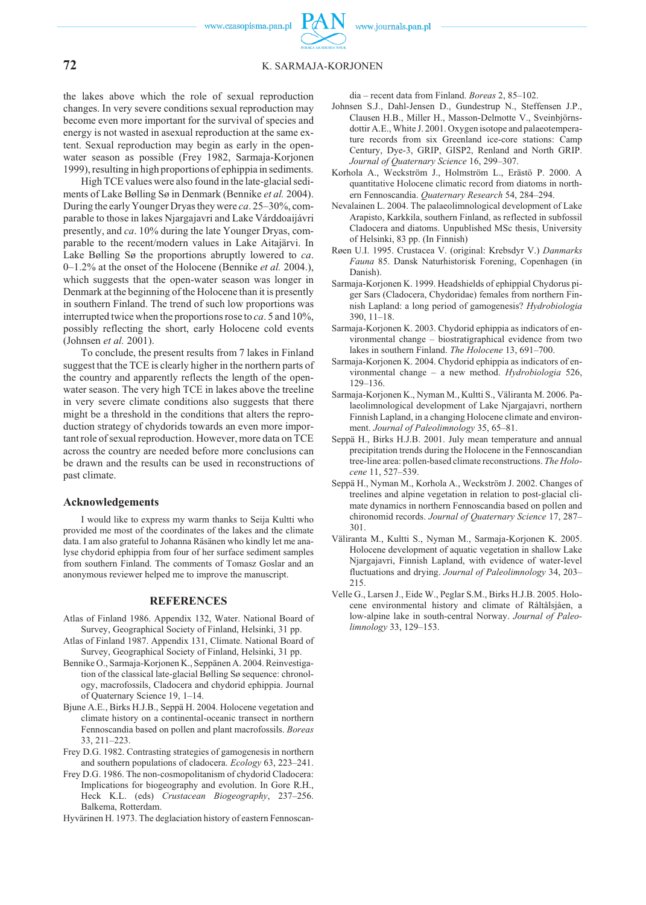the lakes above which the role of sexual reproduction changes. In very severe conditions sexual reproduction may become even more important for the survival of species and energy is not wasted in asexual reproduction at the same extent. Sexual reproduction may begin as early in the open-water season as possible (Frey 1982, Sarmaja-Korjonen 1999), resulting in high proportions of ephippia in sediments.

High TCE values were also found in the late-glacial sediments of Lake Bølling Sø in Denmark (Bennike *et al.* 2004). During the early Younger Dryas they were *ca*. 25–30%, comparable to those in lakes Njargajavri and Lake Várddoaijávri presently, and *ca*. 10% during the late Younger Dryas, comparable to the recent/modern values in Lake Aitajärvi. In Lake Bølling Sø the proportions abruptly lowered to *ca*. 0–1.2% at the onset of the Holocene (Bennike *et al.* 2004.), which suggests that the open-water season was longer in Denmark at the beginning of the Holocene than it is presently in southern Finland. The trend of such low proportions was interrupted twice when the proportions rose to *ca*. 5 and 10%, possibly reflecting the short, early Holocene cold events (Johnsen *et al.* 2001).

To conclude, the present results from 7 lakes in Finland suggest that the TCE is clearly higher in the northern parts of the country and apparently reflects the length of the open-water season. The very high TCE in lakes above the treeline in very severe climate conditions also suggests that there might be a threshold in the conditions that alters the reproduction strategy of chydorids towards an even more important role of sexual reproduction. However, more data on TCE across the country are needed before more conclusions can be drawn and the results can be used in reconstructions of past climate.

## Acknowledgements

I would like to express my warm thanks to Seija Kultti who provided me most of the coordinates of the lakes and the climate data. I am also grateful to Johanna Räsänen who kindly let me analyse chydorid ephippia from four of her surface sediment samples from southern Finland. The comments of Tomasz Goslar and an anonymous reviewer helped me to improve the manuscript.

## REFERENCES

Atlas of Finland 1986. Appendix 132, Water. National Board of Survey, Geographical Society of Finland, Helsinki, 31 pp.

Atlas of Finland 1987. Appendix 131, Climate. National Board of Survey, Geographical Society of Finland, Helsinki, 31 pp.

Bennike O., Sarmaja-Korjonen K., Seppänen A. 2004. Reinvestigation of the classical late-glacial Bølling Sø sequence: chronology, macrofossils, Cladocera and chydorid ephippia. Journal of Quaternary Science 19, 1–14.

Bjune A.E., Birks H.J.B., Seppä H. 2004. Holocene vegetation and climate history on a continental-oceanic transect in northern Fennoscandia based on pollen and plant macrofossils. *Boreas* 33, 211–223.

Frey D.G. 1982. Contrasting strategies of gamogenesis in northern and southern populations of cladocera. *Ecology* 63, 223–241.

Frey D.G. 1986. The non-cosmopolitanism of chydorid Cladocera: Implications for biogeography and evolution. In Gore R.H., Heck K.L. (eds) *Crustacean Biogeography*, 237–256. Balkema, Rotterdam.

Hyvärinen H. 1973. The deglaciation history of eastern Fennoscandia – recent data from Finland. *Boreas* 2, 85–102.

Johnsen S.J., Dahl-Jensen D., Gundestrup N., Steffensen J.P., Clausen H.B., Miller H., Masson-Delmotte V., Sveinbjörnsdottir A.E., White J. 2001. Oxygen isotope and palaeotemperature records from six Greenland ice-core stations: Camp Century, Dye-3, GRIP, GISP2, Renland and North GRIP. *Journal of Quaternary Science* 16, 299–307.

Korhola A., Weckström J., Holmström L., Erästö P. 2000. A quantitative Holocene climatic record from diatoms in northern Fennoscandia. *Quaternary Research* 54, 284–294.

Nevalainen L. 2004. The palaeolimnological development of Lake Arapisto, Karkkila, southern Finland, as reflected in subfossil Cladocera and diatoms. Unpublished MSc thesis, University of Helsinki, 83 pp. (In Finnish)

Røen U.I. 1995. Crustacea V. (original: Krebsdyr V.) *Danmarks Fauna* 85. Dansk Naturhistorisk Forening, Copenhagen (in Danish).

Sarmaja-Korjonen K. 1999. Headshields of ephippial Chydorus piger Sars (Cladocera, Chydoridae) females from northern Finnish Lapland: a long period of gamogenesis? *Hydrobiologia* 390, 11–18.

Sarmaja-Korjonen K. 2003. Chydorid ephippia as indicators of environmental change – biostratigraphical evidence from two lakes in southern Finland. *The Holocene* 13, 691–700.

Sarmaja-Korjonen K. 2004. Chydorid ephippia as indicators of environmental change – a new method. *Hydrobiologia* 526, 129–136.

Sarmaja-Korjonen K., Nyman M., Kultti S., Väliranta M. 2006. Palaeolimnological development of Lake Njargajavri, northern Finnish Lapland, in a changing Holocene climate and environment. *Journal of Paleolimnology* 35, 65–81.

Seppä H., Birks H.J.B. 2001. July mean temperature and annual precipitation trends during the Holocene in the Fennoscandian tree-line area: pollen-based climate reconstructions. *The Holocene* 11, 527–539.

Seppä H., Nyman M., Korhola A., Weckström J. 2002. Changes of treelines and alpine vegetation in relation to post-glacial climate dynamics in northern Fennoscandia based on pollen and chironomid records. *Journal of Quaternary Science* 17, 287–301.

Väliranta M., Kultti S., Nyman M., Sarmaja-Korjonen K. 2005. Holocene development of aquatic vegetation in shallow Lake Njargajavri, Finnish Lapland, with evidence of water-level fluctuations and drying. *Journal of Paleolimnology* 34, 203–215.

Velle G., Larsen J., Eide W., Peglar S.M., Birks H.J.B. 2005. Holocene environmental history and climate of Råtåsjåen, a low-alpine lake in south-central Norway. *Journal of Paleolimnology* 33, 129–153.